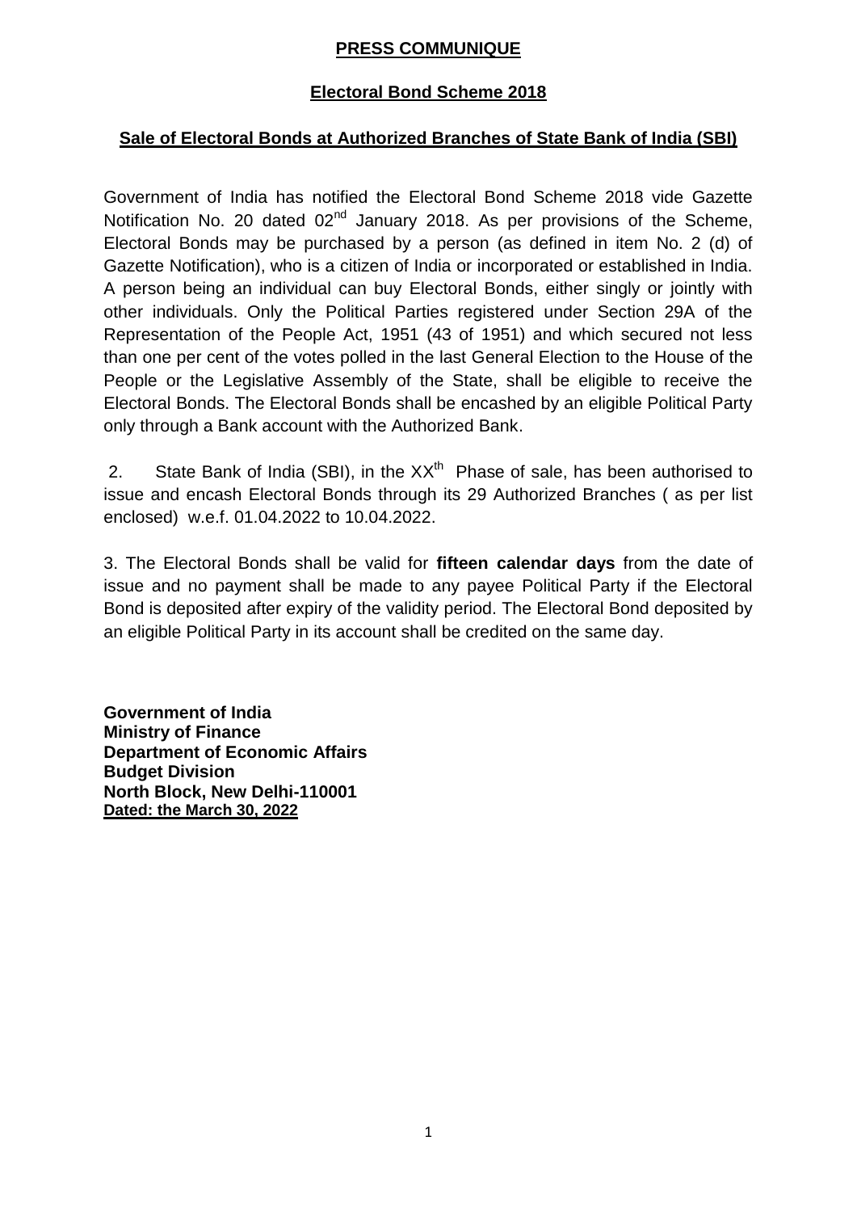# PRESS COMMUNIQUE

## Electoral Bond Scheme 2018

### Sale of Electoral Bonds at Authorized Branches of State Bank of India (SBI)

Government of India has notified the Electoral Bond Scheme 2018 vide Gazette Notification No. 20 dated 02nd January 2018. As per provisions of the Scheme, Electoral Bonds may be purchased by a person (as defined in item No. 2 (d) of Gazette Notification), who is a citizen of India or incorporated or established in India. A person being an individual can buy Electoral Bonds, either singly or jointly with other individuals. Only the Political Parties registered under Section 29A of the Representation of the People Act, 1951 (43 of 1951) and which secured not less than one per cent of the votes polled in the last General Election to the House of the People or the Legislative Assembly of the State, shall be eligible to receive the Electoral Bonds. The Electoral Bonds shall be encashed by an eligible Political Party only through a Bank account with the Authorized Bank.

2. State Bank of India (SBI), in the XXth Phase of sale, has been authorised to issue and encash Electoral Bonds through its 29 Authorized Branches ( as per list enclosed) w.e.f. 01.04.2022 to 10.04.2022.

3. The Electoral Bonds shall be valid for **fifteen calendar days** from the date of issue and no payment shall be made to any payee Political Party if the Electoral Bond is deposited after expiry of the validity period. The Electoral Bond deposited by an eligible Political Party in its account shall be credited on the same day.

**Government of India**
**Ministry of Finance**
**Department of Economic Affairs**
**Budget Division**
**North Block, New Delhi-110001**
**Dated: the March 30, 2022**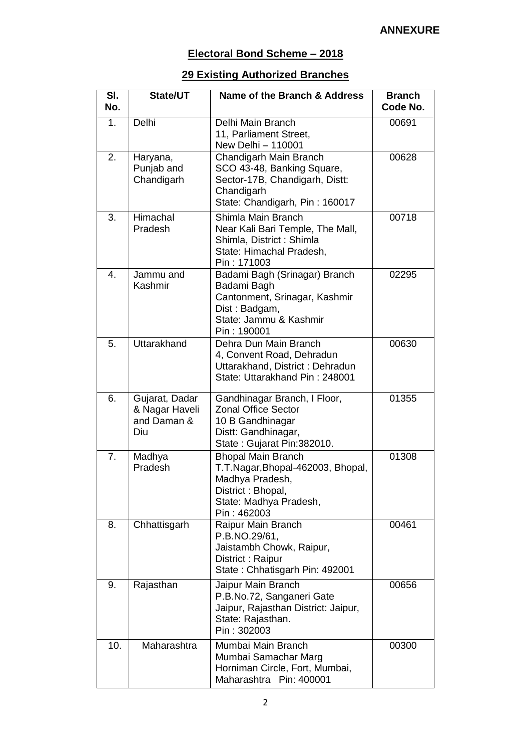**ANNEXURE**

## Electoral Bond Scheme – 2018

## 29 Existing Authorized Branches

| Sl. No. | State/UT | Name of the Branch & Address | Branch Code No. |
|---|---|---|---|
| 1. | Delhi | Delhi Main Branch<br>11, Parliament Street,<br>New Delhi – 110001 | 00691 |
| 2. | Haryana, Punjab and Chandigarh | Chandigarh Main Branch<br>SCO 43-48, Banking Square, Sector-17B, Chandigarh, Distt: Chandigarh<br>State: Chandigarh, Pin : 160017 | 00628 |
| 3. | Himachal Pradesh | Shimla Main Branch<br>Near Kali Bari Temple, The Mall, Shimla, District : Shimla<br>State: Himachal Pradesh,<br>Pin : 171003 | 00718 |
| 4. | Jammu and Kashmir | Badami Bagh (Srinagar) Branch<br>Badami Bagh<br>Cantonment, Srinagar, Kashmir<br>Dist : Badgam,<br>State: Jammu & Kashmir<br>Pin : 190001 | 02295 |
| 5. | Uttarakhand | Dehra Dun Main Branch<br>4, Convent Road, Dehradun<br>Uttarakhand, District : Dehradun<br>State: Uttarakhand Pin : 248001 | 00630 |
| 6. | Gujarat, Dadar & Nagar Haveli and Daman & Diu | Gandhinagar Branch, I Floor, Zonal Office Sector<br>10 B Gandhinagar<br>Distt: Gandhinagar,<br>State : Gujarat Pin:382010. | 01355 |
| 7. | Madhya Pradesh | Bhopal Main Branch<br>T.T.Nagar,Bhopal-462003, Bhopal, Madhya Pradesh,<br>District : Bhopal,<br>State: Madhya Pradesh,<br>Pin : 462003 | 01308 |
| 8. | Chhattisgarh | Raipur Main Branch<br>P.B.NO.29/61,<br>Jaistambh Chowk, Raipur,<br>District : Raipur<br>State : Chhatisgarh Pin: 492001 | 00461 |
| 9. | Rajasthan | Jaipur Main Branch<br>P.B.No.72, Sanganeri Gate<br>Jaipur, Rajasthan District: Jaipur,<br>State: Rajasthan.<br>Pin : 302003 | 00656 |
| 10. | Maharashtra | Mumbai Main Branch<br>Mumbai Samachar Marg<br>Horniman Circle, Fort, Mumbai,<br>Maharashtra Pin: 400001 | 00300 |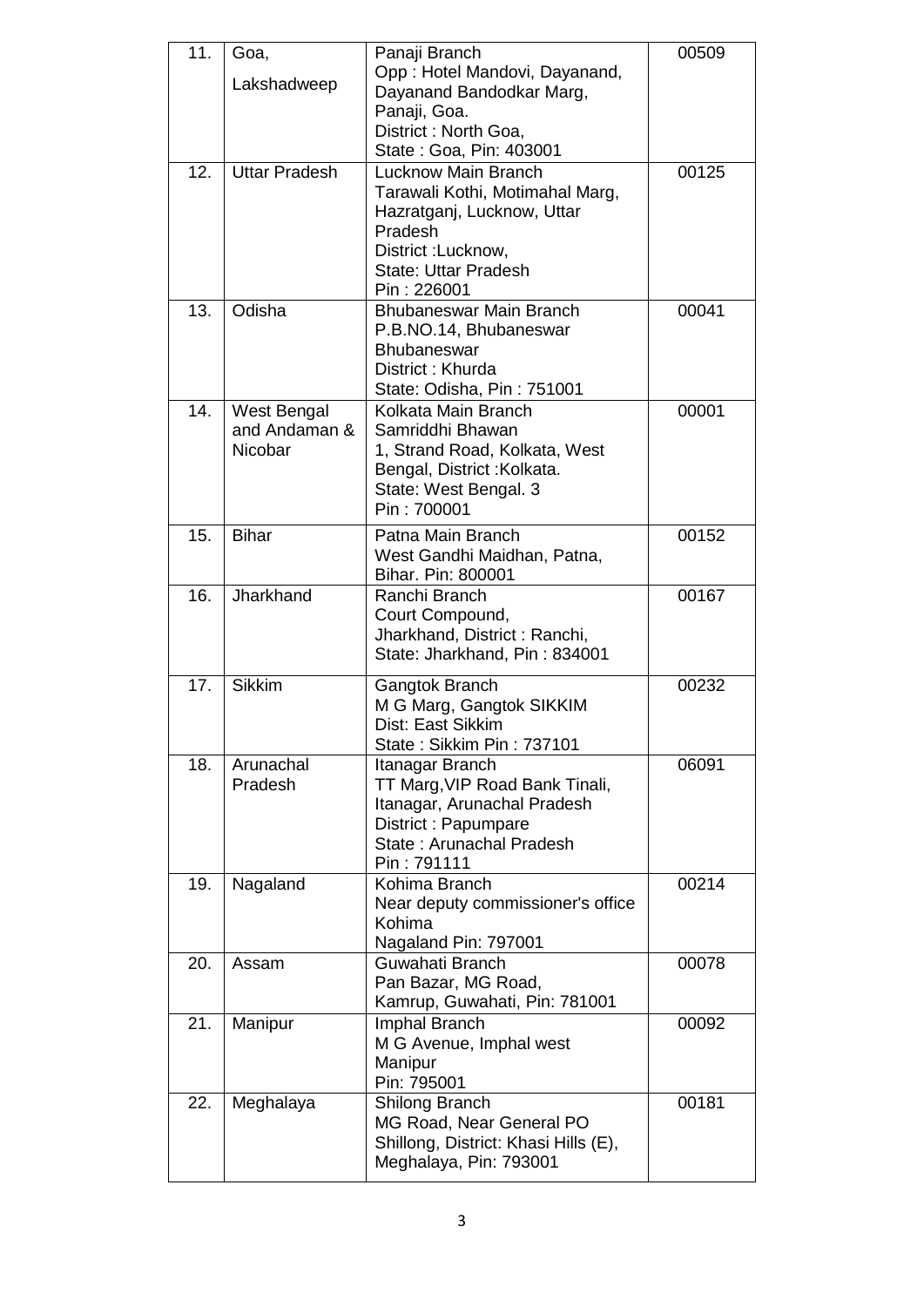| 11. | Goa, Lakshadweep | Panaji Branch<br>Opp : Hotel Mandovi, Dayanand, Dayanand Bandodkar Marg, Panaji, Goa.<br>District : North Goa,<br>State : Goa, Pin: 403001 | 00509 |
|---|---|---|---|
| 12. | Uttar Pradesh | Lucknow Main Branch<br>Tarawali Kothi, Motimahal Marg, Hazratganj, Lucknow, Uttar Pradesh<br>District :Lucknow,<br>State: Uttar Pradesh<br>Pin : 226001 | 00125 |
| 13. | Odisha | Bhubaneswar Main Branch<br>P.B.NO.14, Bhubaneswar Bhubaneswar<br>District : Khurda<br>State: Odisha, Pin : 751001 | 00041 |
| 14. | West Bengal and Andaman & Nicobar | Kolkata Main Branch<br>Samriddhi Bhawan<br>1, Strand Road, Kolkata, West Bengal, District :Kolkata.<br>State: West Bengal. 3<br>Pin : 700001 | 00001 |
| 15. | Bihar | Patna Main Branch<br>West Gandhi Maidhan, Patna, Bihar. Pin: 800001 | 00152 |
| 16. | Jharkhand | Ranchi Branch<br>Court Compound,<br>Jharkhand, District : Ranchi,<br>State: Jharkhand, Pin : 834001 | 00167 |
| 17. | Sikkim | Gangtok Branch<br>M G Marg, Gangtok SIKKIM<br>Dist: East Sikkim<br>State : Sikkim Pin : 737101 | 00232 |
| 18. | Arunachal Pradesh | Itanagar Branch<br>TT Marg,VIP Road Bank Tinali, Itanagar, Arunachal Pradesh<br>District : Papumpare<br>State : Arunachal Pradesh<br>Pin : 791111 | 06091 |
| 19. | Nagaland | Kohima Branch<br>Near deputy commissioner's office Kohima<br>Nagaland Pin: 797001 | 00214 |
| 20. | Assam | Guwahati Branch<br>Pan Bazar, MG Road,<br>Kamrup, Guwahati, Pin: 781001 | 00078 |
| 21. | Manipur | Imphal Branch<br>M G Avenue, Imphal west<br>Manipur<br>Pin: 795001 | 00092 |
| 22. | Meghalaya | Shilong Branch<br>MG Road, Near General PO<br>Shillong, District: Khasi Hills (E), Meghalaya, Pin: 793001 | 00181 |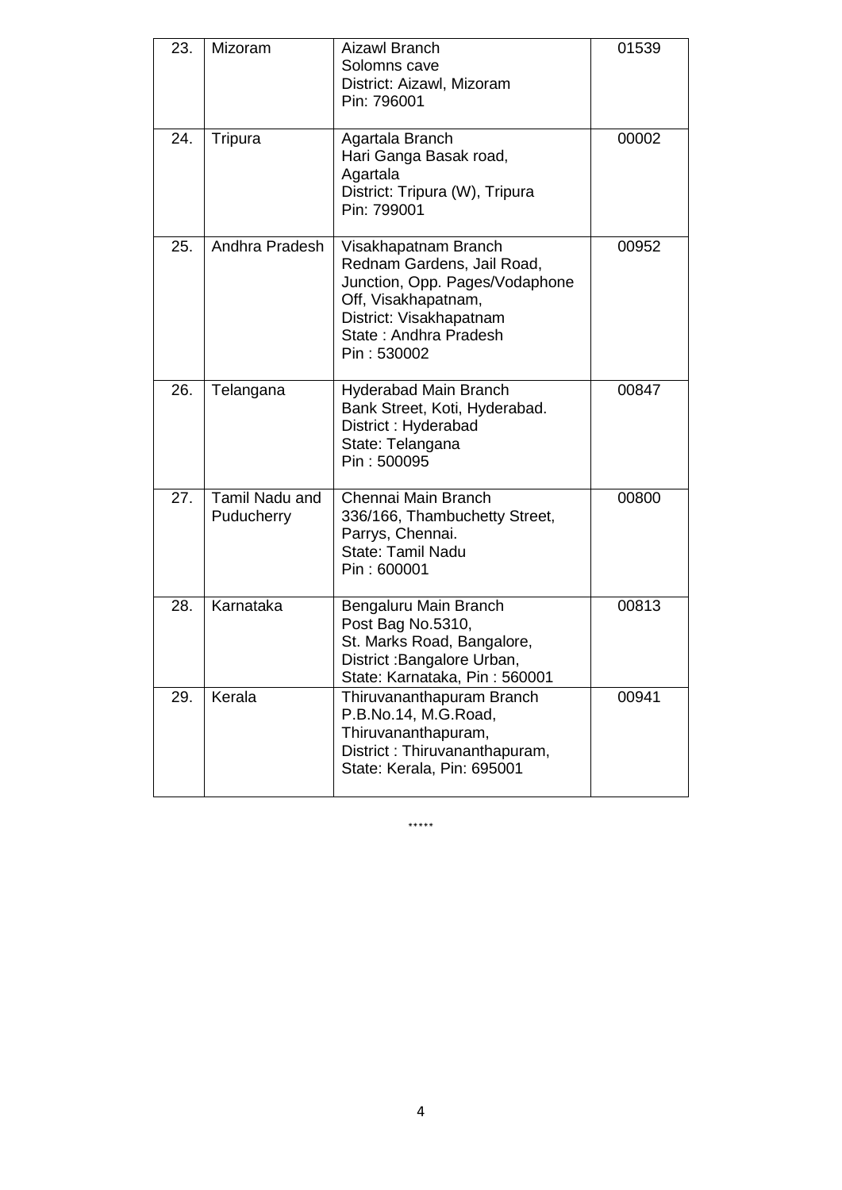| | | | |
|---|---|---|---|
| 23. | Mizoram | Aizawl Branch<br>Solomns cave<br>District: Aizawl, Mizoram<br>Pin: 796001 | 01539 |
| 24. | Tripura | Agartala Branch<br>Hari Ganga Basak road,<br>Agartala<br>District: Tripura (W), Tripura<br>Pin: 799001 | 00002 |
| 25. | Andhra Pradesh | Visakhapatnam Branch<br>Rednam Gardens, Jail Road,<br>Junction, Opp. Pages/Vodaphone<br>Off, Visakhapatnam,<br>District: Visakhapatnam<br>State : Andhra Pradesh<br>Pin : 530002 | 00952 |
| 26. | Telangana | Hyderabad Main Branch<br>Bank Street, Koti, Hyderabad.<br>District : Hyderabad<br>State: Telangana<br>Pin : 500095 | 00847 |
| 27. | Tamil Nadu and Puducherry | Chennai Main Branch<br>336/166, Thambuchetty Street,<br>Parrys, Chennai.<br>State: Tamil Nadu<br>Pin : 600001 | 00800 |
| 28. | Karnataka | Bengaluru Main Branch<br>Post Bag No.5310,<br>St. Marks Road, Bangalore,<br>District :Bangalore Urban,<br>State: Karnataka, Pin : 560001 | 00813 |
| 29. | Kerala | Thiruvananthapuram Branch<br>P.B.No.14, M.G.Road,<br>Thiruvananthapuram,<br>District : Thiruvananthapuram,<br>State: Kerala, Pin: 695001 | 00941 |

*****